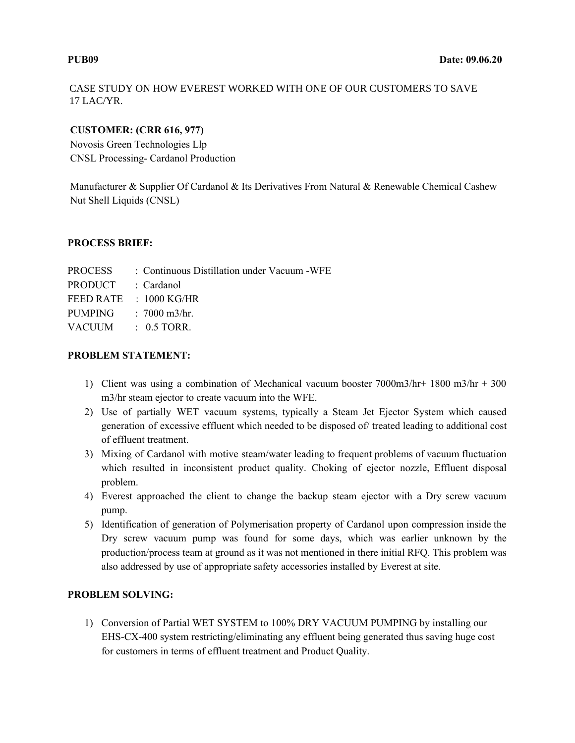**PUB09** **Date: 09.06.20**

CASE STUDY ON HOW EVEREST WORKED WITH ONE OF OUR CUSTOMERS TO SAVE 17 LAC/YR.

**CUSTOMER: (CRR 616, 977)**

Novosis Green Technologies Llp
CNSL Processing- Cardanol Production

Manufacturer & Supplier Of Cardanol & Its Derivatives From Natural & Renewable Chemical Cashew Nut Shell Liquids (CNSL)

**PROCESS BRIEF:**

PROCESS : Continuous Distillation under Vacuum -WFE
PRODUCT : Cardanol
FEED RATE : 1000 KG/HR
PUMPING : 7000 m3/hr.
VACUUM : 0.5 TORR.

**PROBLEM STATEMENT:**

1) Client was using a combination of Mechanical vacuum booster 7000m3/hr+ 1800 m3/hr + 300 m3/hr steam ejector to create vacuum into the WFE.
2) Use of partially WET vacuum systems, typically a Steam Jet Ejector System which caused generation of excessive effluent which needed to be disposed of/ treated leading to additional cost of effluent treatment.
3) Mixing of Cardanol with motive steam/water leading to frequent problems of vacuum fluctuation which resulted in inconsistent product quality. Choking of ejector nozzle, Effluent disposal problem.
4) Everest approached the client to change the backup steam ejector with a Dry screw vacuum pump.
5) Identification of generation of Polymerisation property of Cardanol upon compression inside the Dry screw vacuum pump was found for some days, which was earlier unknown by the production/process team at ground as it was not mentioned in there initial RFQ. This problem was also addressed by use of appropriate safety accessories installed by Everest at site.

**PROBLEM SOLVING:**

1) Conversion of Partial WET SYSTEM to 100% DRY VACUUM PUMPING by installing our EHS-CX-400 system restricting/eliminating any effluent being generated thus saving huge cost for customers in terms of effluent treatment and Product Quality.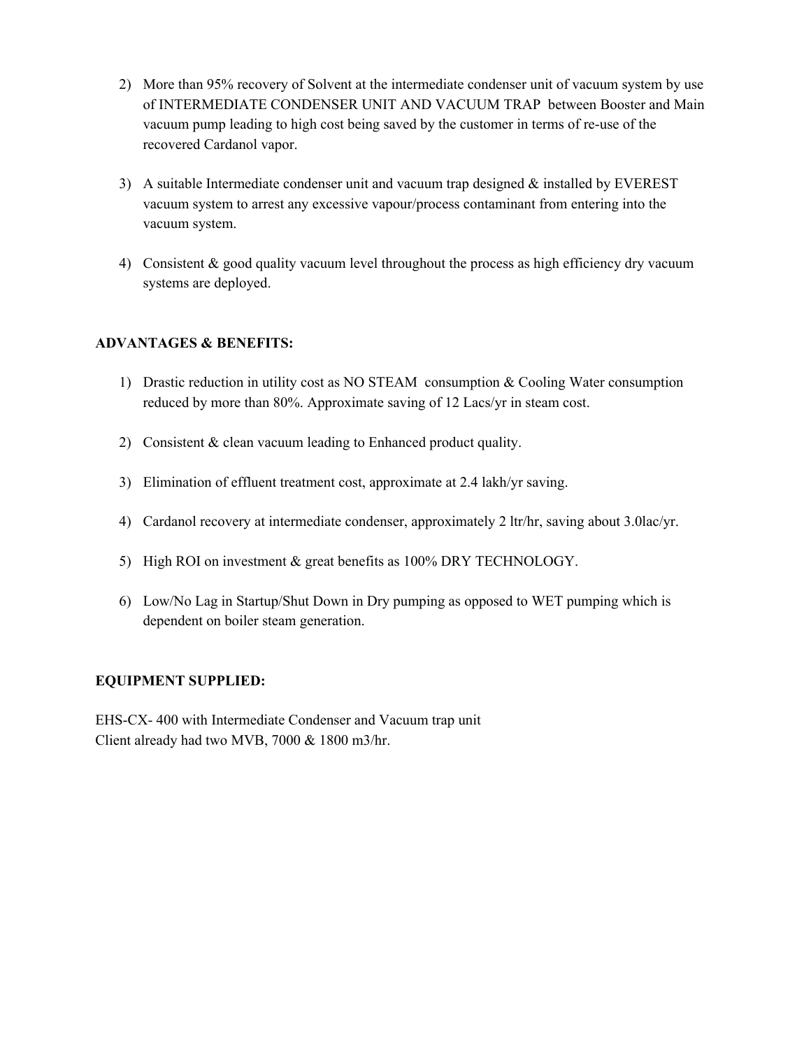2) More than 95% recovery of Solvent at the intermediate condenser unit of vacuum system by use of INTERMEDIATE CONDENSER UNIT AND VACUUM TRAP between Booster and Main vacuum pump leading to high cost being saved by the customer in terms of re-use of the recovered Cardanol vapor.

3) A suitable Intermediate condenser unit and vacuum trap designed & installed by EVEREST vacuum system to arrest any excessive vapour/process contaminant from entering into the vacuum system.

4) Consistent & good quality vacuum level throughout the process as high efficiency dry vacuum systems are deployed.

**ADVANTAGES & BENEFITS:**

1) Drastic reduction in utility cost as NO STEAM consumption & Cooling Water consumption reduced by more than 80%. Approximate saving of 12 Lacs/yr in steam cost.

2) Consistent & clean vacuum leading to Enhanced product quality.

3) Elimination of effluent treatment cost, approximate at 2.4 lakh/yr saving.

4) Cardanol recovery at intermediate condenser, approximately 2 ltr/hr, saving about 3.0lac/yr.

5) High ROI on investment & great benefits as 100% DRY TECHNOLOGY.

6) Low/No Lag in Startup/Shut Down in Dry pumping as opposed to WET pumping which is dependent on boiler steam generation.

**EQUIPMENT SUPPLIED:**

EHS-CX- 400 with Intermediate Condenser and Vacuum trap unit
Client already had two MVB, 7000 & 1800 m3/hr.